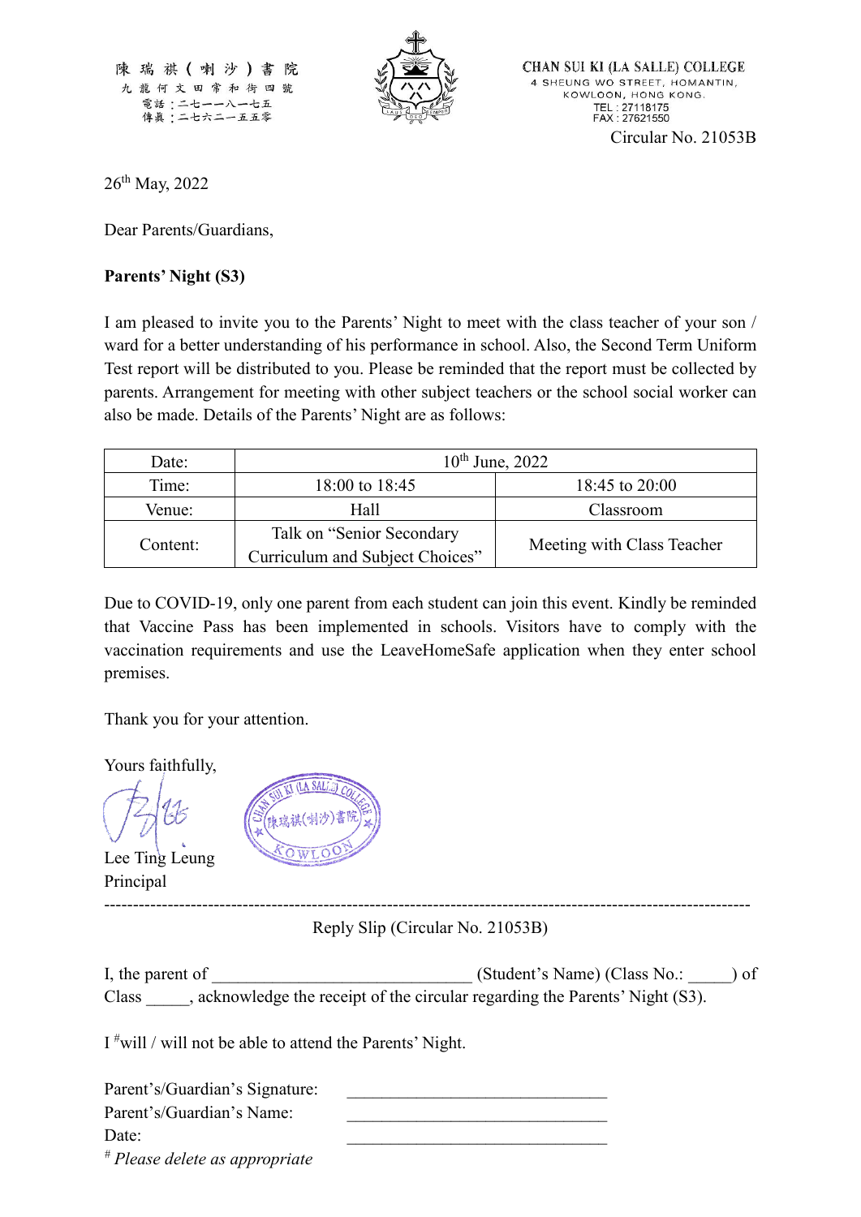陳瑞祺(喇沙)書院
九龍何文田常和街四號
電話：二七一一八一七五
傳真：二七六二一五五零

CHAN SUI KI (LA SALLE) COLLEGE
4 SHEUNG WO STREET, HOMANTIN,
KOWLOON, HONG KONG.
TEL : 27118175
FAX : 27621550

Circular No. 21053B

26th May, 2022

Dear Parents/Guardians,

**Parents' Night (S3)**

I am pleased to invite you to the Parents' Night to meet with the class teacher of your son / ward for a better understanding of his performance in school. Also, the Second Term Uniform Test report will be distributed to you. Please be reminded that the report must be collected by parents. Arrangement for meeting with other subject teachers or the school social worker can also be made. Details of the Parents' Night are as follows:

| Date: | 10th June, 2022 | |
|---|---|---|
| Time: | 18:00 to 18:45 | 18:45 to 20:00 |
| Venue: | Hall | Classroom |
| Content: | Talk on "Senior Secondary Curriculum and Subject Choices" | Meeting with Class Teacher |

Due to COVID-19, only one parent from each student can join this event. Kindly be reminded that Vaccine Pass has been implemented in schools. Visitors have to comply with the vaccination requirements and use the LeaveHomeSafe application when they enter school premises.

Thank you for your attention.

Yours faithfully,

Lee Ting Leung
Principal

---

Reply Slip (Circular No. 21053B)

I, the parent of ______________________________ (Student's Name) (Class No.: _____) of Class _____, acknowledge the receipt of the circular regarding the Parents' Night (S3).

I #will / will not be able to attend the Parents' Night.

Parent's/Guardian's Signature: ______________________________
Parent's/Guardian's Name: ______________________________
Date: ______________________________

# *Please delete as appropriate*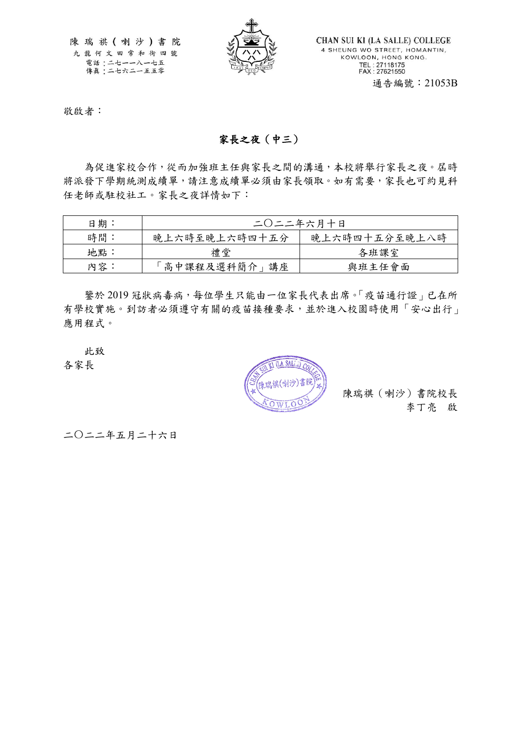陳瑞祺（喇沙）書院
九龍何文田常和街四號
電話：二七一一八一七五
傳真：二七六二一五五零

CHAN SUI KI (LA SALLE) COLLEGE
4 SHEUNG WO STREET, HOMANTIN,
KOWLOON, HONG KONG.
TEL : 27118175
FAX : 27621550

通告編號：21053B

敬啟者：

## 家長之夜（中三）

為促進家校合作，從而加強班主任與家長之間的溝通，本校將舉行家長之夜。屆時將派發下學期統測成績單，請注意成績單必須由家長領取。如有需要，家長也可約見科任老師或駐校社工。家長之夜詳情如下：

| | | |
|---|---|---|
| 日期： | 二〇二二年六月十日 | |
| 時間： | 晚上六時至晚上六時四十五分 | 晚上六時四十五分至晚上八時 |
| 地點： | 禮堂 | 各班課室 |
| 內容： | 「高中課程及選科簡介」講座 | 與班主任會面 |

鑒於 2019 冠狀病毒病，每位學生只能由一位家長代表出席。「疫苗通行證」已在所有學校實施。到訪者必須遵守有關的疫苗接種要求，並於進入校園時使用「安心出行」應用程式。

此致

各家長

陳瑞祺（喇沙）書院校長
李丁亮　啟

二〇二二年五月二十六日